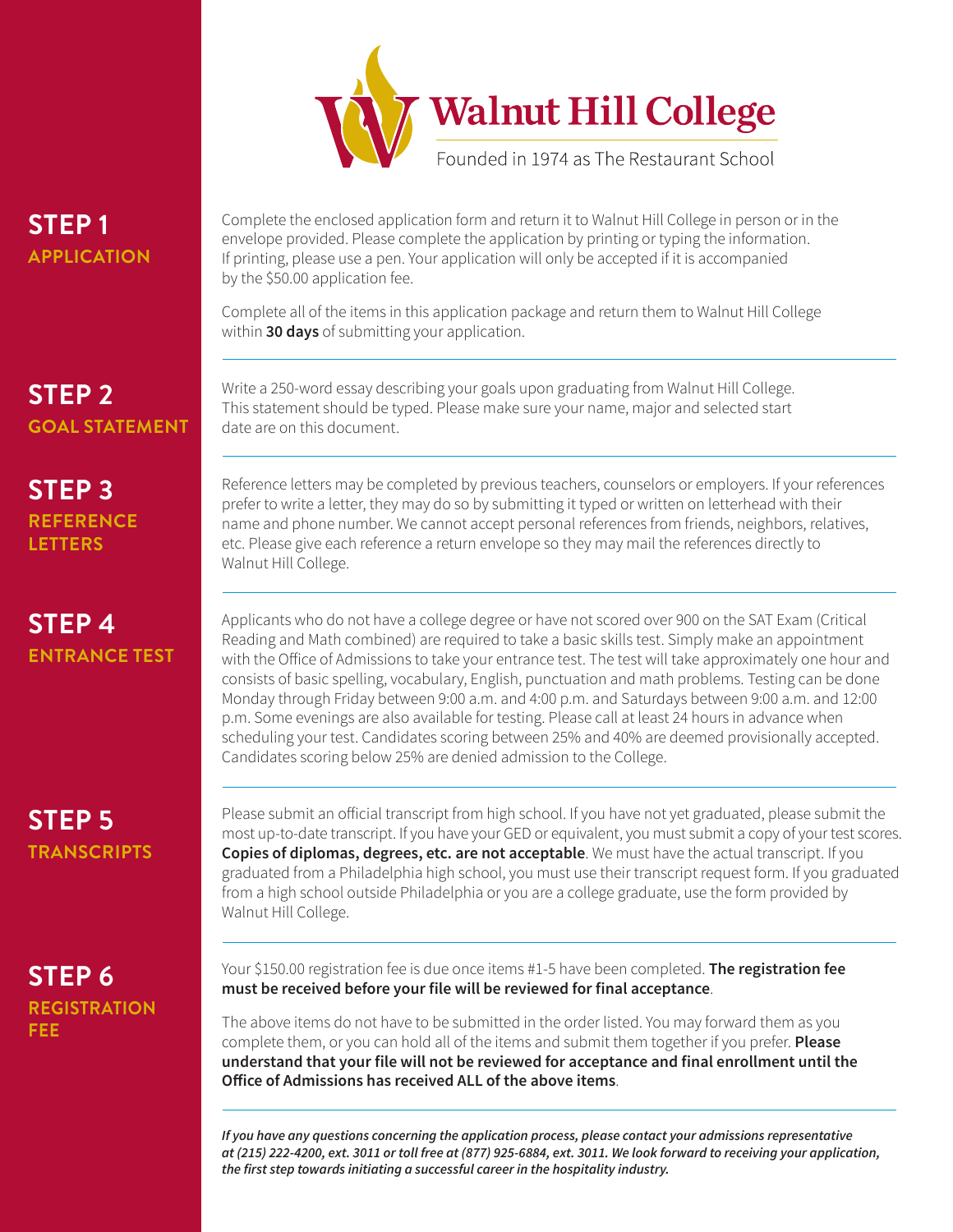# Walnut Hill College

Founded in 1974 as The Restaurant School

## STEP 1 APPLICATION

Complete the enclosed application form and return it to Walnut Hill College in person or in the envelope provided. Please complete the application by printing or typing the information. If printing, please use a pen. Your application will only be accepted if it is accompanied by the $50.00 application fee.

Complete all of the items in this application package and return them to Walnut Hill College within **30 days** of submitting your application.

## STEP 2 GOAL STATEMENT

Write a 250-word essay describing your goals upon graduating from Walnut Hill College. This statement should be typed. Please make sure your name, major and selected start date are on this document.

## STEP 3 REFERENCE LETTERS

Reference letters may be completed by previous teachers, counselors or employers. If your references prefer to write a letter, they may do so by submitting it typed or written on letterhead with their name and phone number. We cannot accept personal references from friends, neighbors, relatives, etc. Please give each reference a return envelope so they may mail the references directly to Walnut Hill College.

## STEP 4 ENTRANCE TEST

Applicants who do not have a college degree or have not scored over 900 on the SAT Exam (Critical Reading and Math combined) are required to take a basic skills test. Simply make an appointment with the Office of Admissions to take your entrance test. The test will take approximately one hour and consists of basic spelling, vocabulary, English, punctuation and math problems. Testing can be done Monday through Friday between 9:00 a.m. and 4:00 p.m. and Saturdays between 9:00 a.m. and 12:00 p.m. Some evenings are also available for testing. Please call at least 24 hours in advance when scheduling your test. Candidates scoring between 25% and 40% are deemed provisionally accepted. Candidates scoring below 25% are denied admission to the College.

## STEP 5 TRANSCRIPTS

Please submit an official transcript from high school. If you have not yet graduated, please submit the most up-to-date transcript. If you have your GED or equivalent, you must submit a copy of your test scores. **Copies of diplomas, degrees, etc. are not acceptable**. We must have the actual transcript. If you graduated from a Philadelphia high school, you must use their transcript request form. If you graduated from a high school outside Philadelphia or you are a college graduate, use the form provided by Walnut Hill College.

## STEP 6 REGISTRATION FEE

Your $150.00 registration fee is due once items #1-5 have been completed. **The registration fee must be received before your file will be reviewed for final acceptance**.

The above items do not have to be submitted in the order listed. You may forward them as you complete them, or you can hold all of the items and submit them together if you prefer. **Please understand that your file will not be reviewed for acceptance and final enrollment until the Office of Admissions has received ALL of the above items**.

***If you have any questions concerning the application process, please contact your admissions representative at (215) 222-4200, ext. 3011 or toll free at (877) 925-6884, ext. 3011. We look forward to receiving your application, the first step towards initiating a successful career in the hospitality industry.***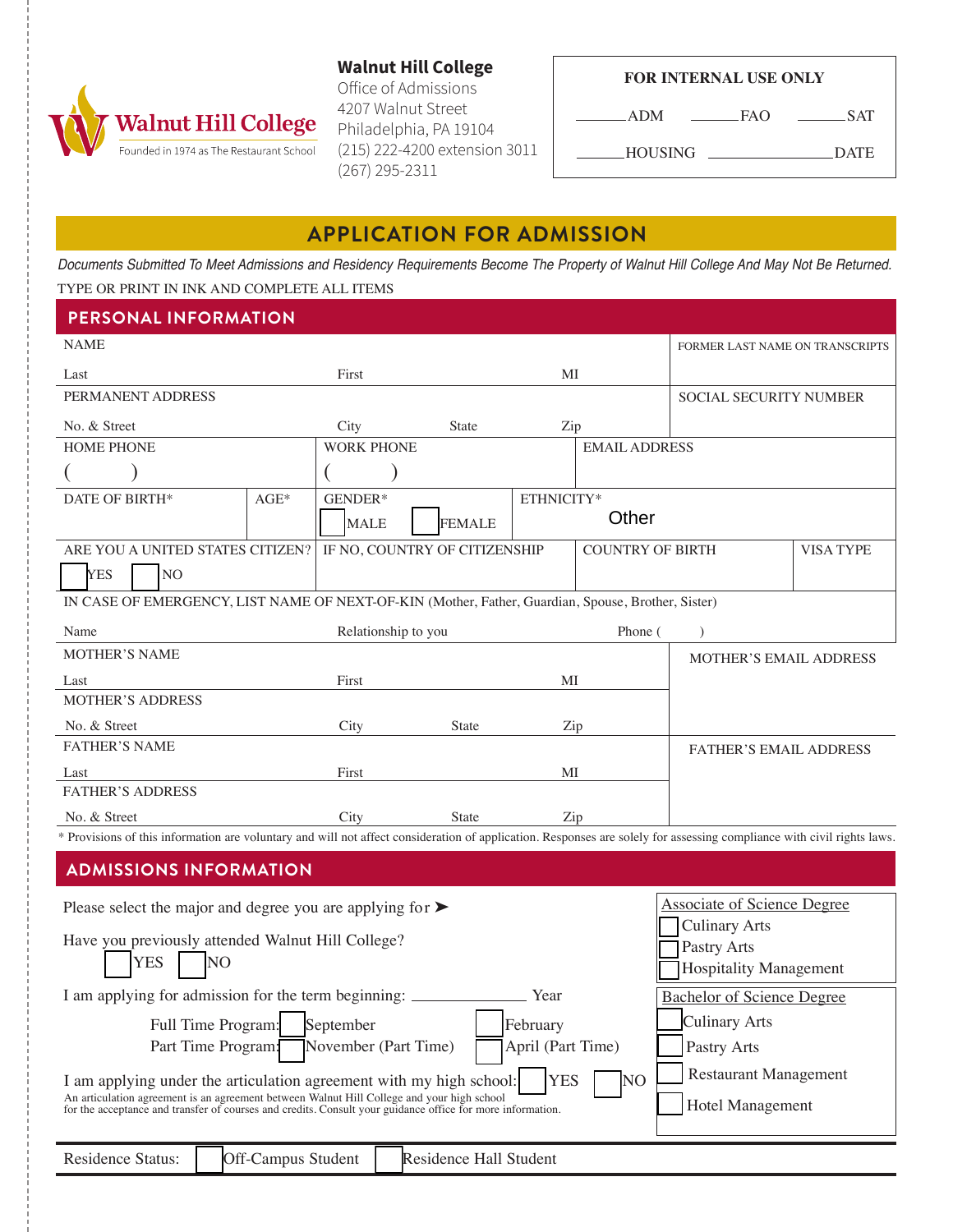**Walnut Hill College**
Founded in 1974 as The Restaurant School

**Walnut Hill College**
Office of Admissions
4207 Walnut Street
Philadelphia, PA 19104
(215) 222-4200 extension 3011
(267) 295-2311

| FOR INTERNAL USE ONLY | | |
|---|---|---|
| _____ADM | _____FAO | _____SAT |
| _____HOUSING | ______________DATE | |

# APPLICATION FOR ADMISSION

*Documents Submitted To Meet Admissions and Residency Requirements Become The Property of Walnut Hill College And May Not Be Returned.*

TYPE OR PRINT IN INK AND COMPLETE ALL ITEMS

## PERSONAL INFORMATION

NAME
Last ______ First ______ MI ______

FORMER LAST NAME ON TRANSCRIPTS ______

PERMANENT ADDRESS
No. & Street ______ City ______ State ______ Zip ______

SOCIAL SECURITY NUMBER ______

HOME PHONE ( ) ______ WORK PHONE ( ) ______ EMAIL ADDRESS ______

DATE OF BIRTH* ______ AGE* ______ GENDER* ☐ MALE ☐ FEMALE ETHNICITY* Other

ARE YOU A UNITED STATES CITIZEN? ☐ YES ☐ NO
IF NO, COUNTRY OF CITIZENSHIP ______ COUNTRY OF BIRTH ______ VISA TYPE ______

IN CASE OF EMERGENCY, LIST NAME OF NEXT-OF-KIN (Mother, Father, Guardian, Spouse, Brother, Sister)
Name ______ Relationship to you ______ Phone ( ) ______

MOTHER'S NAME
Last ______ First ______ MI ______

MOTHER'S EMAIL ADDRESS ______

MOTHER'S ADDRESS
No. & Street ______ City ______ State ______ Zip ______

FATHER'S NAME
Last ______ First ______ MI ______

FATHER'S EMAIL ADDRESS ______

FATHER'S ADDRESS
No. & Street ______ City ______ State ______ Zip ______

\* Provisions of this information are voluntary and will not affect consideration of application. Responses are solely for assessing compliance with civil rights laws.

## ADMISSIONS INFORMATION

Please select the major and degree you are applying for ➤

Associate of Science Degree
- ☐ Culinary Arts
- ☐ Pastry Arts
- ☐ Hospitality Management

Bachelor of Science Degree
- ☐ Culinary Arts
- ☐ Pastry Arts
- ☐ Restaurant Management
- ☐ Hotel Management

Have you previously attended Walnut Hill College?
☐ YES ☐ NO

I am applying for admission for the term beginning: ____________ Year

Full Time Program: ☐ September ☐ February
Part Time Program: ☐ November (Part Time) ☐ April (Part Time)

I am applying under the articulation agreement with my high school: ☐ YES ☐ NO
An articulation agreement is an agreement between Walnut Hill College and your high school for the acceptance and transfer of courses and credits. Consult your guidance office for more information.

Residence Status: ☐ Off-Campus Student ☐ Residence Hall Student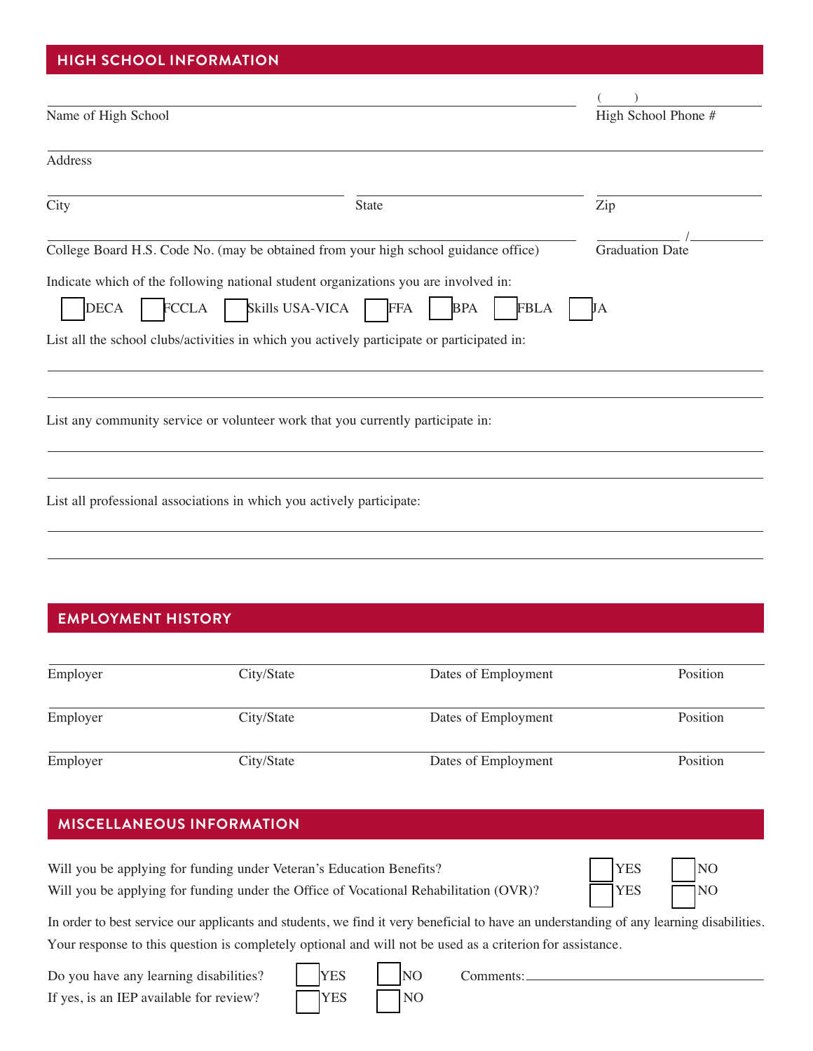## HIGH SCHOOL INFORMATION

Name of High School ______________________ High School Phone # ( ) ______

Address ______________________

City ______________ State ______________ Zip ______________

College Board H.S. Code No. (may be obtained from your high school guidance office) ______________ Graduation Date ____ / ____

Indicate which of the following national student organizations you are involved in:

☐ DECA ☐ FCCLA ☐ Skills USA-VICA ☐ FFA ☐ BPA ☐ FBLA ☐ JA

List all the school clubs/activities in which you actively participate or participated in:

______________________

______________________

List any community service or volunteer work that you currently participate in:

______________________

______________________

List all professional associations in which you actively participate:

______________________

______________________

## EMPLOYMENT HISTORY

| Employer | City/State | Dates of Employment | Position |
|---|---|---|---|
| Employer | City/State | Dates of Employment | Position |
| Employer | City/State | Dates of Employment | Position |

## MISCELLANEOUS INFORMATION

Will you be applying for funding under Veteran's Education Benefits? ☐ YES ☐ NO

Will you be applying for funding under the Office of Vocational Rehabilitation (OVR)? ☐ YES ☐ NO

In order to best service our applicants and students, we find it very beneficial to have an understanding of any learning disabilities. Your response to this question is completely optional and will not be used as a criterion for assistance.

Do you have any learning disabilities? ☐ YES ☐ NO Comments: ______________________

If yes, is an IEP available for review? ☐ YES ☐ NO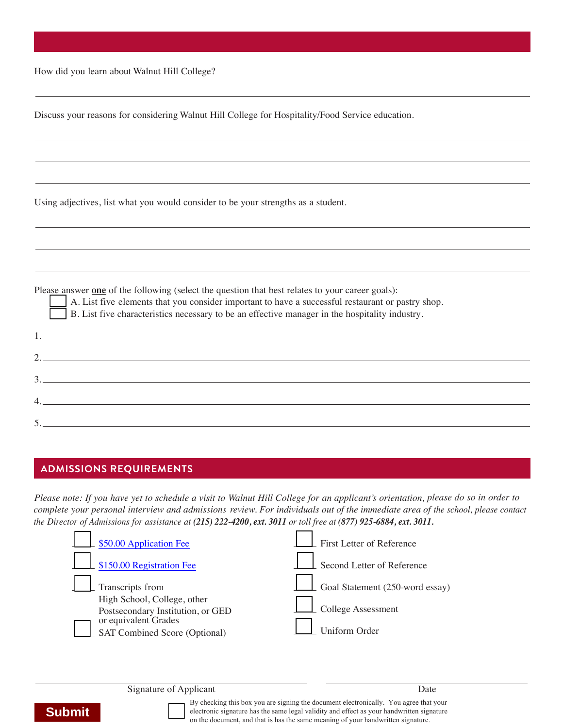How did you learn about Walnut Hill College? \_\_\_\_\_\_\_\_\_\_\_\_\_\_\_\_\_\_\_\_\_\_\_\_\_\_\_\_\_\_\_\_\_\_\_\_\_\_\_\_\_\_\_\_\_\_\_\_

Discuss your reasons for considering Walnut Hill College for Hospitality/Food Service education.

Using adjectives, list what you would consider to be your strengths as a student.

Please answer **one** of the following (select the question that best relates to your career goals):

- ☐ A. List five elements that you consider important to have a successful restaurant or pastry shop.
- ☐ B. List five characteristics necessary to be an effective manager in the hospitality industry.

1. 
2. 
3. 
4. 
5. 

## ADMISSIONS REQUIREMENTS

*Please note: If you have yet to schedule a visit to Walnut Hill College for an applicant's orientation, please do so in order to complete your personal interview and admissions review. For individuals out of the immediate area of the school, please contact the Director of Admissions for assistance at* ***(215) 222-4200, ext. 3011*** *or toll free at* ***(877) 925-6884, ext. 3011.***

- ☐ $50.00 Application Fee
- ☐ $150.00 Registration Fee
- ☐ Transcripts from High School, College, other Postsecondary Institution, or GED or equivalent Grades
- ☐ SAT Combined Score (Optional)
- ☐ First Letter of Reference
- ☐ Second Letter of Reference
- ☐ Goal Statement (250-word essay)
- ☐ College Assessment
- ☐ Uniform Order

Signature of Applicant \_\_\_\_\_\_\_\_\_\_\_\_\_\_\_\_\_\_\_\_ Date \_\_\_\_\_\_\_\_\_\_

Submit

☐ By checking this box you are signing the document electronically. You agree that your electronic signature has the same legal validity and effect as your handwritten signature on the document, and that is has the same meaning of your handwritten signature.